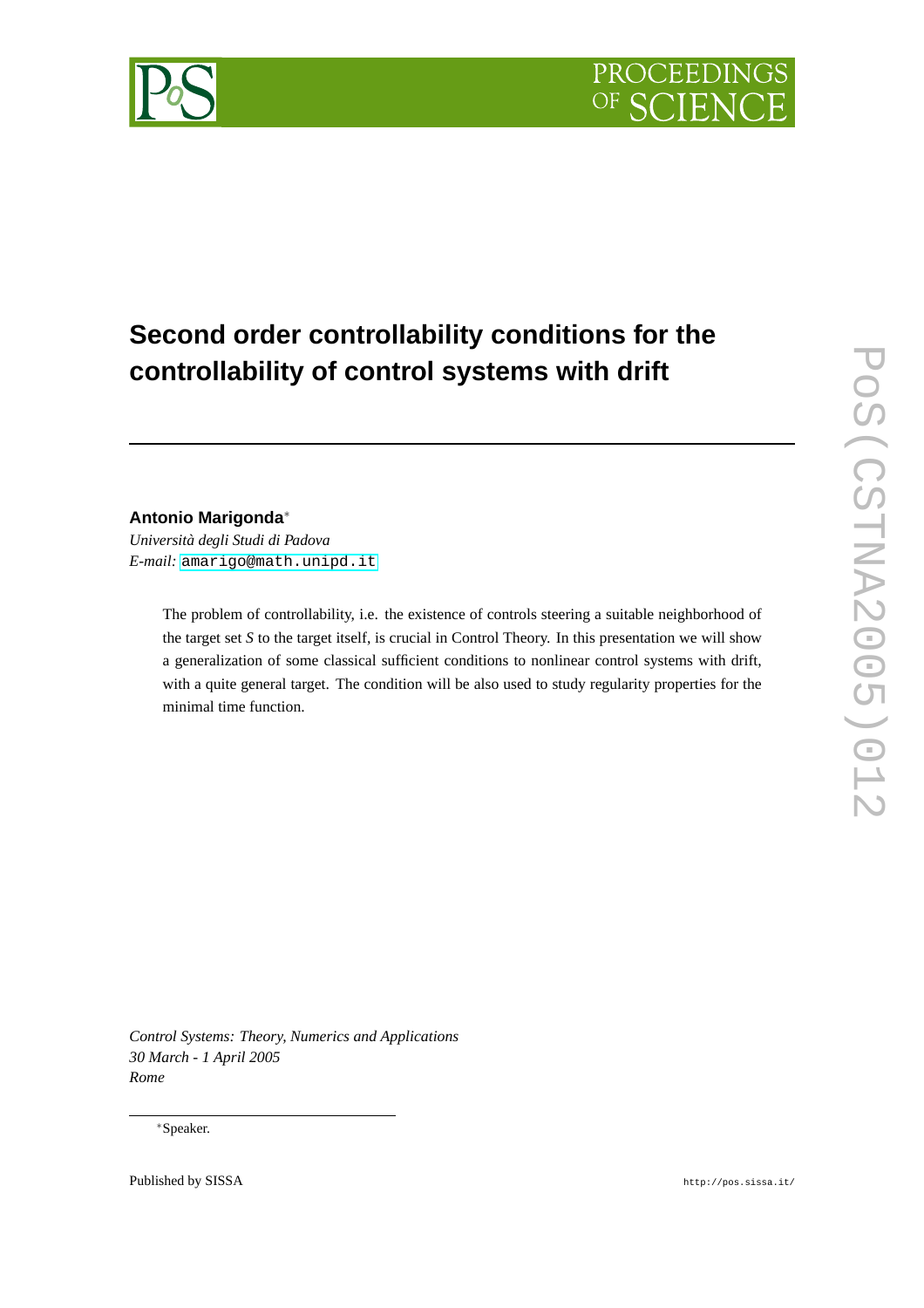# Second order controllability conditions for the controllability of control systems with drift

**Antonio Marigonda**[*]

*Università degli Studi di Padova*

*E-mail:* amarigo@math.unipd.it

The problem of controllability, i.e. the existence of controls steering a suitable neighborhood of the target set $S$ to the target itself, is crucial in Control Theory. In this presentation we will show a generalization of some classical sufficient conditions to nonlinear control systems with drift, with a quite general target. The condition will be also used to study regularity properties for the minimal time function.

*Control Systems: Theory, Numerics and Applications*
*30 March - 1 April 2005*
*Rome*

[*]Speaker.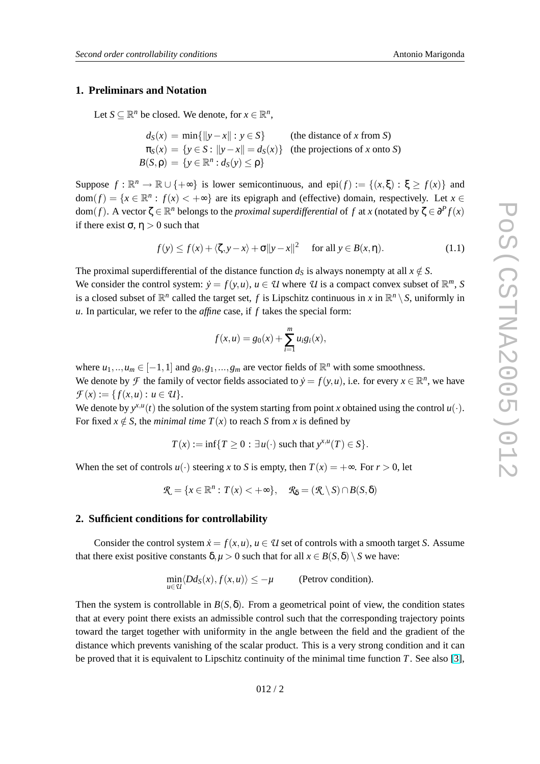## 1. Preliminars and Notation

Let $S \subseteq \mathbb{R}^n$ be closed. We denote, for $x \in \mathbb{R}^n$,

$$
\begin{aligned}
d_S(x) &= \min\{\|y-x\| : y \in S\} && \text{(the distance of } x \text{ from } S\text{)} \\
\pi_S(x) &= \{y \in S : \|y-x\| = d_S(x)\} && \text{(the projections of } x \text{ onto } S\text{)} \\
B(S,\rho) &= \{y \in \mathbb{R}^n : d_S(y) \leq \rho\}
\end{aligned}
$$

Suppose $f : \mathbb{R}^n \to \mathbb{R} \cup \{+\infty\}$ is lower semicontinuous, and $\mathrm{epi}(f) := \{(x,\xi) : \xi \geq f(x)\}$ and $\mathrm{dom}(f) = \{x \in \mathbb{R}^n : f(x) < +\infty\}$ are its epigraph and (effective) domain, respectively. Let $x \in \mathrm{dom}(f)$. A vector $\zeta \in \mathbb{R}^n$ belongs to the *proximal superdifferential* of $f$ at $x$ (notated by $\zeta \in \partial^P f(x)$ if there exist $\sigma$, $\eta > 0$ such that

$$
f(y) \leq f(x) + \langle \zeta, y-x \rangle + \sigma \|y-x\|^2 \quad \text{for all } y \in B(x,\eta). \tag{1.1}
$$

The proximal superdifferential of the distance function $d_S$ is always nonempty at all $x \notin S$.
We consider the control system: $\dot{y} = f(y,u)$, $u \in \mathcal{U}$ where $\mathcal{U}$ is a compact convex subset of $\mathbb{R}^m$, $S$ is a closed subset of $\mathbb{R}^n$ called the target set, $f$ is Lipschitz continuous in $x$ in $\mathbb{R}^n \setminus S$, uniformly in $u$. In particular, we refer to the *affine* case, if $f$ takes the special form:

$$
f(x,u) = g_0(x) + \sum_{i=1}^{m} u_i g_i(x),
$$

where $u_1,..,u_m \in [-1,1]$ and $g_0, g_1, ..., g_m$ are vector fields of $\mathbb{R}^n$ with some smoothness.
We denote by $\mathcal{F}$ the family of vector fields associated to $\dot{y} = f(y,u)$, i.e. for every $x \in \mathbb{R}^n$, we have $\mathcal{F}(x) := \{f(x,u) : u \in \mathcal{U}\}$.
We denote by $y^{x,u}(t)$ the solution of the system starting from point $x$ obtained using the control $u(\cdot)$.
For fixed $x \notin S$, the *minimal time* $T(x)$ to reach $S$ from $x$ is defined by

$$
T(x) := \inf\{T \geq 0 : \exists u(\cdot) \text{ such that } y^{x,u}(T) \in S\}.
$$

When the set of controls $u(\cdot)$ steering $x$ to $S$ is empty, then $T(x) = +\infty$. For $r > 0$, let

$$
\mathcal{R} = \{x \in \mathbb{R}^n : T(x) < +\infty\}, \quad \mathcal{R}_\delta = (\mathcal{R} \setminus S) \cap B(S,\delta)
$$

## 2. Sufficient conditions for controllability

Consider the control system $\dot{x} = f(x,u)$, $u \in \mathcal{U}$ set of controls with a smooth target $S$. Assume that there exist positive constants $\delta, \mu > 0$ such that for all $x \in B(S,\delta) \setminus S$ we have:

$$
\min_{u \in \mathcal{U}} \langle Dd_S(x), f(x,u) \rangle \leq -\mu \qquad \text{(Petrov condition).}
$$

Then the system is controllable in $B(S,\delta)$. From a geometrical point of view, the condition states that at every point there exists an admissible control such that the corresponding trajectory points toward the target together with uniformity in the angle between the field and the gradient of the distance which prevents vanishing of the scalar product. This is a very strong condition and it can be proved that it is equivalent to Lipschitz continuity of the minimal time function $T$. See also [3],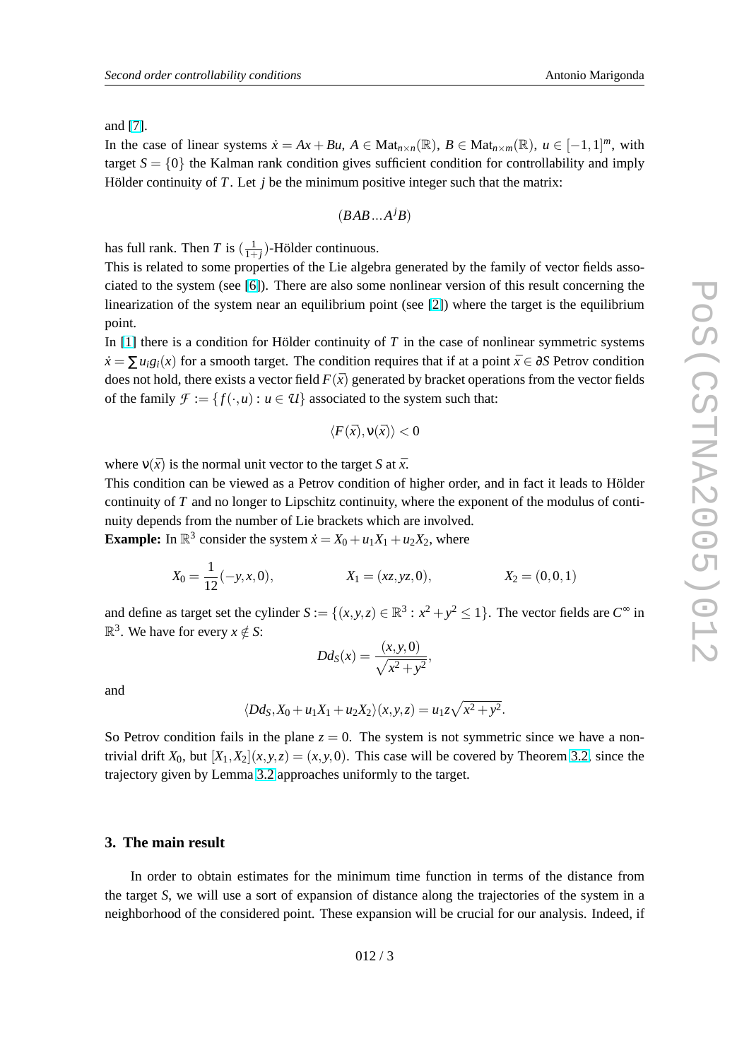and [7].

In the case of linear systems $\dot{x} = Ax + Bu$, $A \in \mathrm{Mat}_{n\times n}(\mathbb{R})$, $B \in \mathrm{Mat}_{n\times m}(\mathbb{R})$, $u \in [-1,1]^m$, with target $S = \{0\}$ the Kalman rank condition gives sufficient condition for controllability and imply Hölder continuity of $T$. Let $j$ be the minimum positive integer such that the matrix:

$$(BAB...A^jB)$$

has full rank. Then $T$ is $(\frac{1}{1+j})$-Hölder continuous.

This is related to some properties of the Lie algebra generated by the family of vector fields associated to the system (see [6]). There are also some nonlinear version of this result concerning the linearization of the system near an equilibrium point (see [2]) where the target is the equilibrium point.

In [1] there is a condition for Hölder continuity of $T$ in the case of nonlinear symmetric systems $\dot{x} = \sum u_i g_i(x)$ for a smooth target. The condition requires that if at a point $\bar{x} \in \partial S$ Petrov condition does not hold, there exists a vector field $F(\bar{x})$ generated by bracket operations from the vector fields of the family $\mathcal{F} := \{f(\cdot,u) : u \in \mathcal{U}\}$ associated to the system such that:

$$\langle F(\bar{x}), \nu(\bar{x})\rangle < 0$$

where $\nu(\bar{x})$ is the normal unit vector to the target $S$ at $\bar{x}$.

This condition can be viewed as a Petrov condition of higher order, and in fact it leads to Hölder continuity of $T$ and no longer to Lipschitz continuity, where the exponent of the modulus of continuity depends from the number of Lie brackets which are involved.

**Example:** In $\mathbb{R}^3$ consider the system $\dot{x} = X_0 + u_1X_1 + u_2X_2$, where

$$X_0 = \frac{1}{12}(-y,x,0), \qquad X_1 = (xz, yz, 0), \qquad X_2 = (0,0,1)$$

and define as target set the cylinder $S := \{(x,y,z) \in \mathbb{R}^3 : x^2 + y^2 \leq 1\}$. The vector fields are $C^\infty$ in $\mathbb{R}^3$. We have for every $x \notin S$:

$$Dd_S(x) = \frac{(x,y,0)}{\sqrt{x^2+y^2}},$$

and

$$\langle Dd_S, X_0 + u_1X_1 + u_2X_2\rangle(x,y,z) = u_1 z\sqrt{x^2+y^2}.$$

So Petrov condition fails in the plane $z = 0$. The system is not symmetric since we have a nontrivial drift $X_0$, but $[X_1,X_2](x,y,z) = (x,y,0)$. This case will be covered by Theorem 3.2, since the trajectory given by Lemma 3.2 approaches uniformly to the target.

## 3. The main result

In order to obtain estimates for the minimum time function in terms of the distance from the target $S$, we will use a sort of expansion of distance along the trajectories of the system in a neighborhood of the considered point. These expansion will be crucial for our analysis. Indeed, if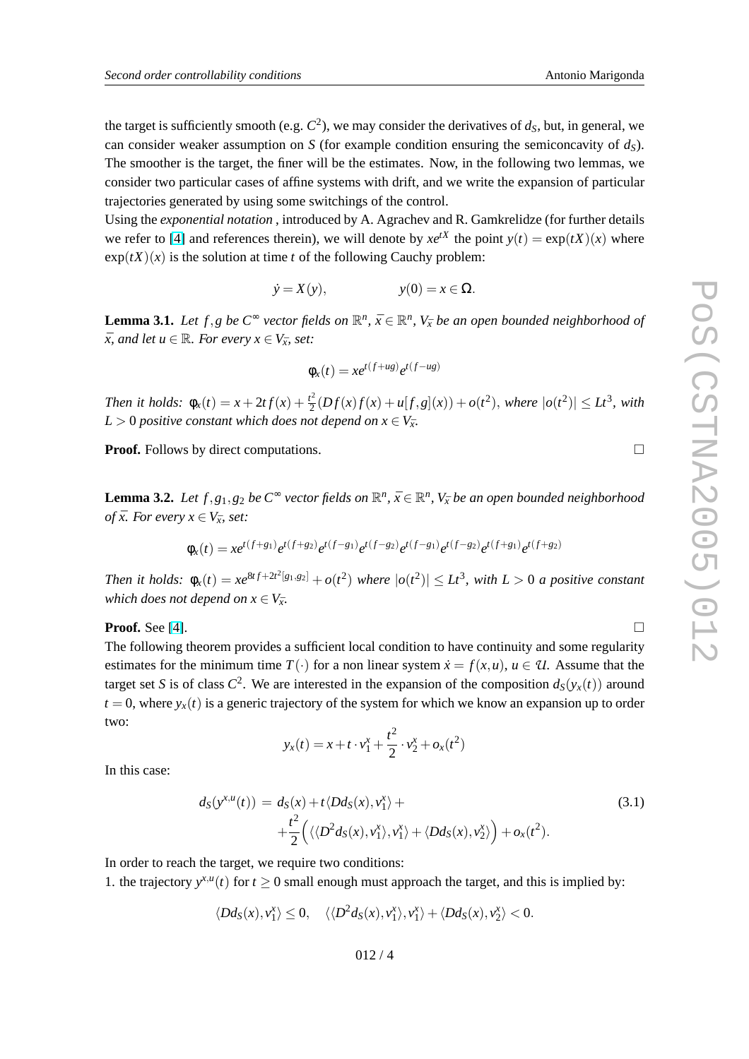the target is sufficiently smooth (e.g. $C^2$), we may consider the derivatives of $d_S$, but, in general, we can consider weaker assumption on $S$ (for example condition ensuring the semiconcavity of $d_S$). The smoother is the target, the finer will be the estimates. Now, in the following two lemmas, we consider two particular cases of affine systems with drift, and we write the expansion of particular trajectories generated by using some switchings of the control.

Using the *exponential notation* , introduced by A. Agrachev and R. Gamkrelidze (for further details we refer to [4] and references therein), we will denote by $xe^{tX}$ the point $y(t) = \exp(tX)(x)$ where $\exp(tX)(x)$ is the solution at time $t$ of the following Cauchy problem:

$$\dot{y} = X(y), \qquad\qquad y(0) = x \in \Omega.$$

**Lemma 3.1.** *Let $f, g$ be $C^\infty$ vector fields on $\mathbb{R}^n$, $\bar{x} \in \mathbb{R}^n$, $V_{\bar{x}}$ be an open bounded neighborhood of $\bar{x}$, and let $u \in \mathbb{R}$. For every $x \in V_{\bar{x}}$, set:*

$$\phi_x(t) = xe^{t(f+ug)}e^{t(f-ug)}$$

*Then it holds: $\phi_x(t) = x + 2tf(x) + \frac{t^2}{2}(Df(x)f(x) + u[f,g](x)) + o(t^2)$, where $|o(t^2)| \leq Lt^3$, with $L > 0$ positive constant which does not depend on $x \in V_{\bar{x}}$.*

**Proof.** Follows by direct computations. □

**Lemma 3.2.** *Let $f, g_1, g_2$ be $C^\infty$ vector fields on $\mathbb{R}^n$, $\bar{x} \in \mathbb{R}^n$, $V_{\bar{x}}$ be an open bounded neighborhood of $\bar{x}$. For every $x \in V_{\bar{x}}$, set:*

$$\phi_x(t) = xe^{t(f+g_1)}e^{t(f+g_2)}e^{t(f-g_1)}e^{t(f-g_2)}e^{t(f-g_1)}e^{t(f-g_2)}e^{t(f+g_1)}e^{t(f+g_2)}$$

*Then it holds: $\phi_x(t) = xe^{8tf+2t^2[g_1,g_2]} + o(t^2)$ where $|o(t^2)| \leq Lt^3$, with $L > 0$ a positive constant which does not depend on $x \in V_{\bar{x}}$.*

**Proof.** See [4]. □

The following theorem provides a sufficient local condition to have continuity and some regularity estimates for the minimum time $T(\cdot)$ for a non linear system $\dot{x} = f(x,u)$, $u \in \mathcal{U}$. Assume that the target set $S$ is of class $C^2$. We are interested in the expansion of the composition $d_S(y_x(t))$ around $t = 0$, where $y_x(t)$ is a generic trajectory of the system for which we know an expansion up to order two:

$$y_x(t) = x + t \cdot v_1^x + \frac{t^2}{2} \cdot v_2^x + o_x(t^2)$$

In this case:

$$\begin{aligned} d_S(y^{x,u}(t)) \;=\; & d_S(x) + t\langle Dd_S(x), v_1^x\rangle + \\ & + \frac{t^2}{2}\Big(\langle\langle D^2 d_S(x), v_1^x\rangle, v_1^x\rangle + \langle Dd_S(x), v_2^x\rangle\Big) + o_x(t^2). \end{aligned} \tag{3.1}$$

In order to reach the target, we require two conditions:

1. the trajectory $y^{x,u}(t)$ for $t \geq 0$ small enough must approach the target, and this is implied by:

$$\langle Dd_S(x), v_1^x\rangle \leq 0, \quad \langle\langle D^2 d_S(x), v_1^x\rangle, v_1^x\rangle + \langle Dd_S(x), v_2^x\rangle < 0.$$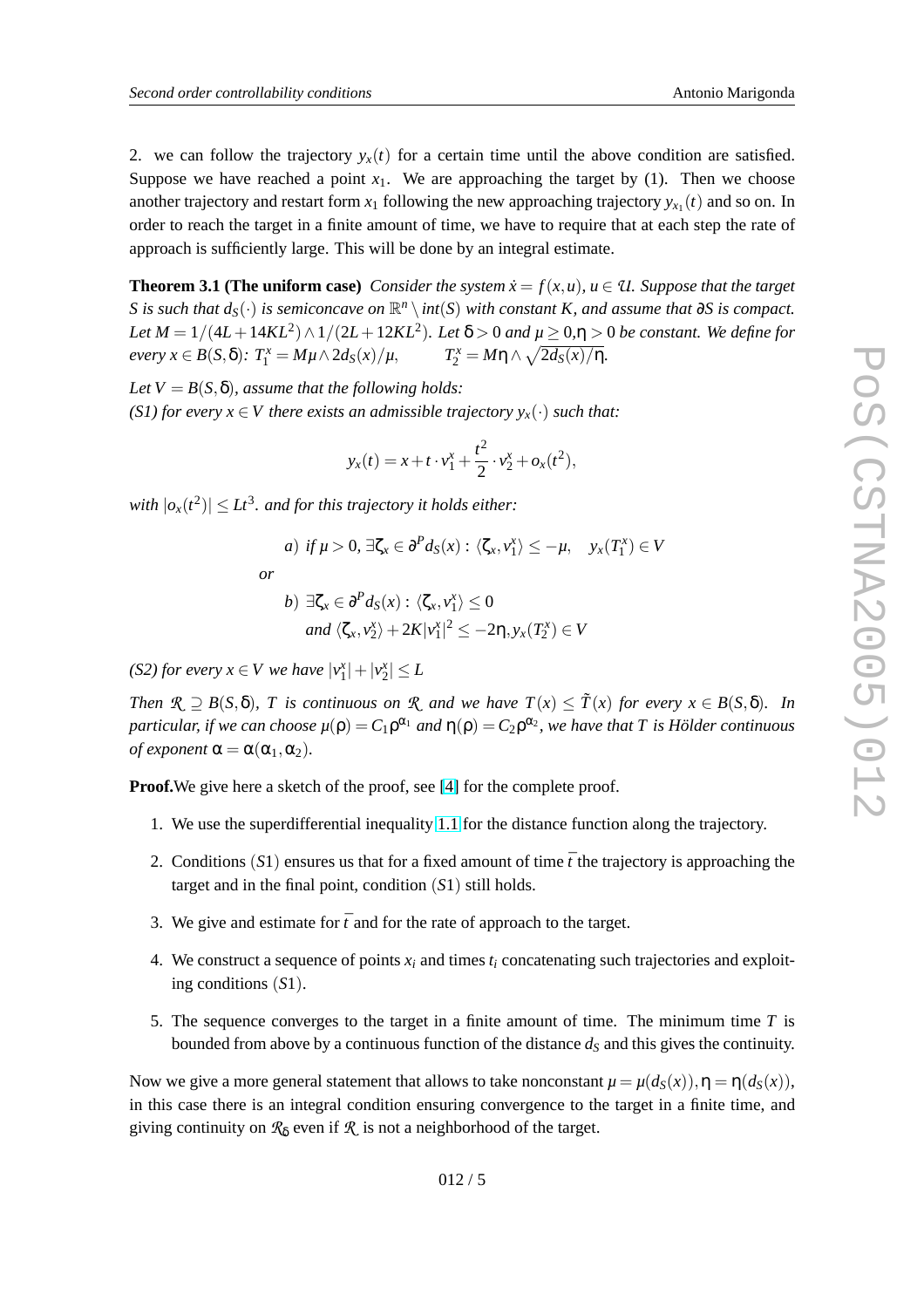2. we can follow the trajectory $y_x(t)$ for a certain time until the above condition are satisfied. Suppose we have reached a point $x_1$. We are approaching the target by (1). Then we choose another trajectory and restart form $x_1$ following the new approaching trajectory $y_{x_1}(t)$ and so on. In order to reach the target in a finite amount of time, we have to require that at each step the rate of approach is sufficiently large. This will be done by an integral estimate.

**Theorem 3.1 (The uniform case)** *Consider the system $\dot{x} = f(x,u)$, $u \in \mathcal{U}$. Suppose that the target $S$ is such that $d_S(\cdot)$ is semiconcave on $\mathbb{R}^n \setminus int(S)$ with constant $K$, and assume that $\partial S$ is compact. Let $M = 1/(4L+14KL^2) \wedge 1/(2L+12KL^2)$. Let $\delta > 0$ and $\mu \geq 0, \eta > 0$ be constant. We define for every $x \in B(S,\delta)$: $T_1^x = M\mu \wedge 2d_S(x)/\mu$, $\qquad T_2^x = M\eta \wedge \sqrt{2d_S(x)/\eta}$.*

*Let $V = B(S,\delta)$, assume that the following holds:*
*(S1) for every $x \in V$ there exists an admissible trajectory $y_x(\cdot)$ such that:*

$$y_x(t) = x + t \cdot v_1^x + \frac{t^2}{2} \cdot v_2^x + o_x(t^2),$$

*with $|o_x(t^2)| \leq Lt^3$. and for this trajectory it holds either:*

$$a) \text{ if } \mu > 0, \exists \zeta_x \in \partial^P d_S(x) : \langle \zeta_x, v_1^x \rangle \leq -\mu, \quad y_x(T_1^x) \in V$$

*or*

$$b) \ \exists \zeta_x \in \partial^P d_S(x) : \langle \zeta_x, v_1^x \rangle \leq 0$$
$$\text{and } \langle \zeta_x, v_2^x \rangle + 2K|v_1^x|^2 \leq -2\eta, y_x(T_2^x) \in V$$

*(S2) for every $x \in V$ we have $|v_1^x| + |v_2^x| \leq L$*

*Then $\mathcal{R} \supseteq B(S,\delta)$, $T$ is continuous on $\mathcal{R}$ and we have $T(x) \leq \tilde{T}(x)$ for every $x \in B(S,\delta)$. In particular, if we can choose $\mu(\rho) = C_1\rho^{\alpha_1}$ and $\eta(\rho) = C_2\rho^{\alpha_2}$, we have that $T$ is Hölder continuous of exponent $\alpha = \alpha(\alpha_1, \alpha_2)$.*

**Proof.**We give here a sketch of the proof, see [4] for the complete proof.

1. We use the superdifferential inequality 1.1 for the distance function along the trajectory.
2. Conditions $(S1)$ ensures us that for a fixed amount of time $\bar{t}$ the trajectory is approaching the target and in the final point, condition $(S1)$ still holds.
3. We give and estimate for $\bar{t}$ and for the rate of approach to the target.
4. We construct a sequence of points $x_i$ and times $t_i$ concatenating such trajectories and exploiting conditions $(S1)$.
5. The sequence converges to the target in a finite amount of time. The minimum time $T$ is bounded from above by a continuous function of the distance $d_S$ and this gives the continuity.

Now we give a more general statement that allows to take nonconstant $\mu = \mu(d_S(x)), \eta = \eta(d_S(x))$, in this case there is an integral condition ensuring convergence to the target in a finite time, and giving continuity on $\mathcal{R}_\delta$ even if $\mathcal{R}$ is not a neighborhood of the target.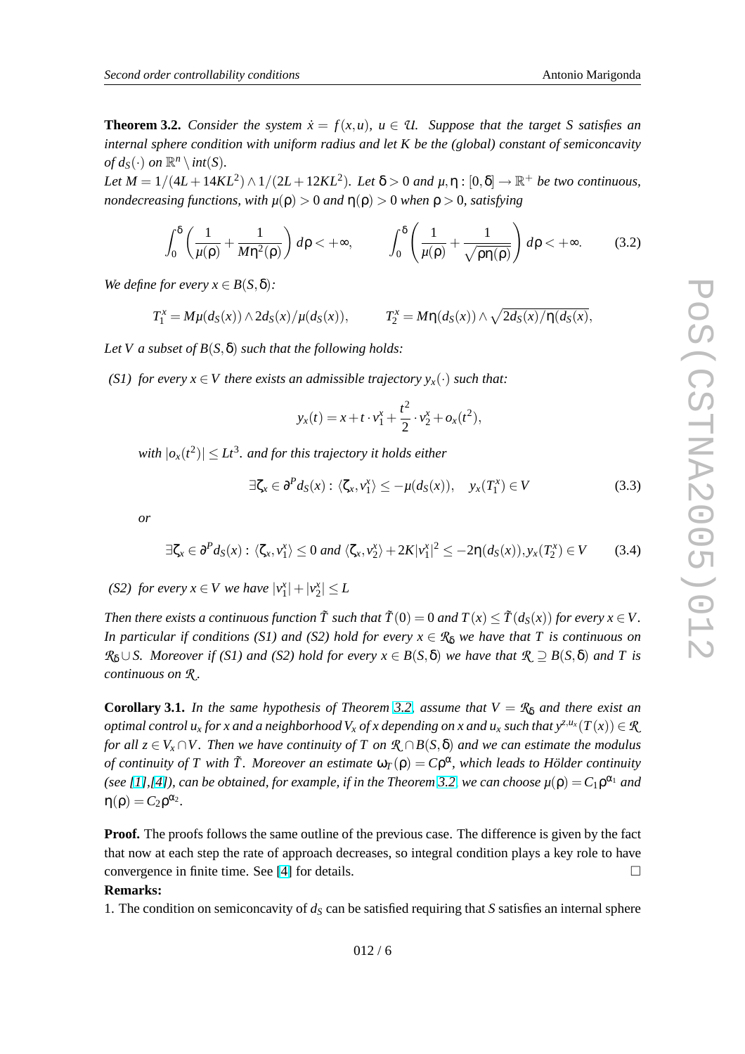**Theorem 3.2.** *Consider the system $\dot{x} = f(x,u)$, $u \in \mathcal{U}$. Suppose that the target $S$ satisfies an internal sphere condition with uniform radius and let $K$ be the (global) constant of semiconcavity of $d_S(\cdot)$ on $\mathbb{R}^n \setminus int(S)$.*

*Let $M = 1/(4L+14KL^2) \wedge 1/(2L+12KL^2)$. Let $\delta > 0$ and $\mu, \eta : [0,\delta] \to \mathbb{R}^+$ be two continuous, nondecreasing functions, with $\mu(\rho) > 0$ and $\eta(\rho) > 0$ when $\rho > 0$, satisfying*

$$\int_0^\delta \left( \frac{1}{\mu(\rho)} + \frac{1}{M\eta^2(\rho)} \right) d\rho < +\infty, \qquad \int_0^\delta \left( \frac{1}{\mu(\rho)} + \frac{1}{\sqrt{\rho\eta(\rho)}} \right) d\rho < +\infty. \tag{3.2}$$

*We define for every $x \in B(S,\delta)$:*

$$T_1^x = M\mu(d_S(x)) \wedge 2d_S(x)/\mu(d_S(x)), \qquad T_2^x = M\eta(d_S(x)) \wedge \sqrt{2d_S(x)/\eta(d_S(x)},$$

*Let $V$ a subset of $B(S,\delta)$ such that the following holds:*

*(S1) for every $x \in V$ there exists an admissible trajectory $y_x(\cdot)$ such that:*

$$y_x(t) = x + t \cdot v_1^x + \frac{t^2}{2} \cdot v_2^x + o_x(t^2),$$

*with $|o_x(t^2)| \leq Lt^3$. and for this trajectory it holds either*

$$\exists \zeta_x \in \partial^P d_S(x) : \langle \zeta_x, v_1^x \rangle \leq -\mu(d_S(x)), \quad y_x(T_1^x) \in V \tag{3.3}$$

*or*

$$\exists \zeta_x \in \partial^P d_S(x) : \langle \zeta_x, v_1^x \rangle \leq 0 \text{ and } \langle \zeta_x, v_2^x \rangle + 2K|v_1^x|^2 \leq -2\eta(d_S(x)), y_x(T_2^x) \in V \tag{3.4}$$

*(S2) for every $x \in V$ we have $|v_1^x| + |v_2^x| \leq L$*

*Then there exists a continuous function $\tilde{T}$ such that $\tilde{T}(0) = 0$ and $T(x) \leq \tilde{T}(d_S(x))$ for every $x \in V$. In particular if conditions (S1) and (S2) hold for every $x \in \mathcal{R}_\delta$ we have that $T$ is continuous on $\mathcal{R}_\delta \cup S$. Moreover if (S1) and (S2) hold for every $x \in B(S,\delta)$ we have that $\mathcal{R} \supseteq B(S,\delta)$ and $T$ is continuous on $\mathcal{R}$.*

**Corollary 3.1.** *In the same hypothesis of Theorem 3.2, assume that $V = \mathcal{R}_\delta$ and there exist an optimal control $u_x$ for $x$ and a neighborhood $V_x$ of $x$ depending on $x$ and $u_x$ such that $y^{z,u_x}(T(x)) \in \mathcal{R}$ for all $z \in V_x \cap V$. Then we have continuity of $T$ on $\mathcal{R} \cap B(S,\delta)$ and we can estimate the modulus of continuity of $T$ with $\tilde{T}$. Moreover an estimate $\omega_T(\rho) = C\rho^\alpha$, which leads to Hölder continuity (see [1],[4]), can be obtained, for example, if in the Theorem 3.2 we can choose $\mu(\rho) = C_1\rho^{\alpha_1}$ and $\eta(\rho) = C_2\rho^{\alpha_2}$.*

**Proof.** The proofs follows the same outline of the previous case. The difference is given by the fact that now at each step the rate of approach decreases, so integral condition plays a key role to have convergence in finite time. See [4] for details. □

**Remarks:**

1. The condition on semiconcavity of $d_S$ can be satisfied requiring that $S$ satisfies an internal sphere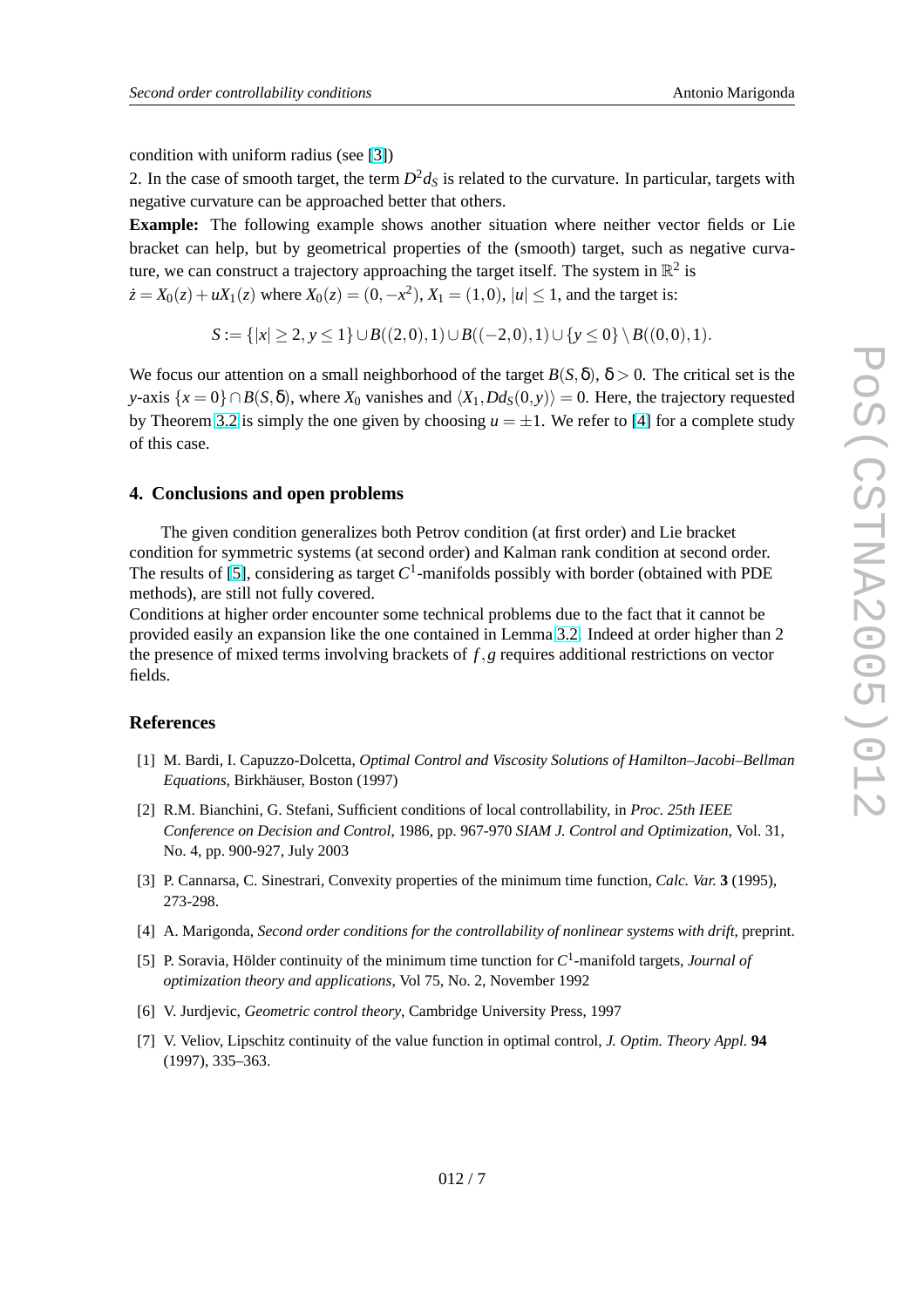condition with uniform radius (see [3])

2. In the case of smooth target, the term $D^2 d_S$ is related to the curvature. In particular, targets with negative curvature can be approached better that others.

**Example:** The following example shows another situation where neither vector fields or Lie bracket can help, but by geometrical properties of the (smooth) target, such as negative curvature, we can construct a trajectory approaching the target itself. The system in $\mathbb{R}^2$ is $\dot{z} = X_0(z) + uX_1(z)$ where $X_0(z) = (0, -x^2)$, $X_1 = (1, 0)$, $|u| \leq 1$, and the target is:

$$S := \{|x| \geq 2, y \leq 1\} \cup B((2,0),1) \cup B((-2,0),1) \cup \{y \leq 0\} \setminus B((0,0),1).$$

We focus our attention on a small neighborhood of the target $B(S, \delta)$, $\delta > 0$. The critical set is the $y$-axis $\{x = 0\} \cap B(S, \delta)$, where $X_0$ vanishes and $\langle X_1, Dd_S(0,y)\rangle = 0$. Here, the trajectory requested by Theorem 3.2 is simply the one given by choosing $u = \pm 1$. We refer to [4] for a complete study of this case.

## 4. Conclusions and open problems

The given condition generalizes both Petrov condition (at first order) and Lie bracket condition for symmetric systems (at second order) and Kalman rank condition at second order. The results of [5], considering as target $C^1$-manifolds possibly with border (obtained with PDE methods), are still not fully covered.

Conditions at higher order encounter some technical problems due to the fact that it cannot be provided easily an expansion like the one contained in Lemma 3.2. Indeed at order higher than 2 the presence of mixed terms involving brackets of $f, g$ requires additional restrictions on vector fields.

## References

[1] M. Bardi, I. Capuzzo-Dolcetta, *Optimal Control and Viscosity Solutions of Hamilton–Jacobi–Bellman Equations*, Birkhäuser, Boston (1997)

[2] R.M. Bianchini, G. Stefani, Sufficient conditions of local controllability, in *Proc. 25th IEEE Conference on Decision and Control*, 1986, pp. 967-970 *SIAM J. Control and Optimization*, Vol. 31, No. 4, pp. 900-927, July 2003

[3] P. Cannarsa, C. Sinestrari, Convexity properties of the minimum time function, *Calc. Var.* **3** (1995), 273-298.

[4] A. Marigonda, *Second order conditions for the controllability of nonlinear systems with drift*, preprint.

[5] P. Soravia, Hölder continuity of the minimum time tunction for $C^1$-manifold targets, *Journal of optimization theory and applications*, Vol 75, No. 2, November 1992

[6] V. Jurjdevic, *Geometric control theory*, Cambridge University Press, 1997

[7] V. Veliov, Lipschitz continuity of the value function in optimal control, *J. Optim. Theory Appl.* **94** (1997), 335–363.